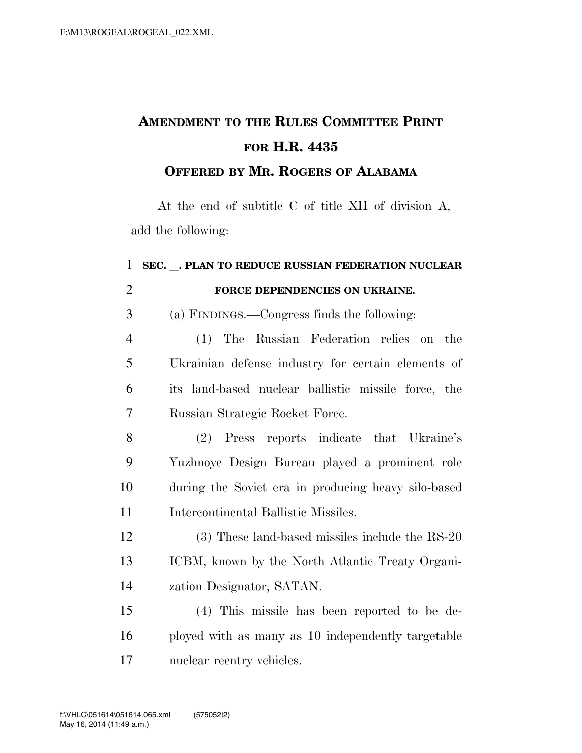# AMENDMENT TO THE RULES COMMITTEE PRINT FOR H.R. 4435

## OFFERED BY MR. ROGERS OF ALABAMA

At the end of subtitle C of title XII of division A, add the following:

**SEC. __. PLAN TO REDUCE RUSSIAN FEDERATION NUCLEAR FORCE DEPENDENCIES ON UKRAINE.**

(a) FINDINGS.—Congress finds the following:

(1) The Russian Federation relies on the Ukrainian defense industry for certain elements of its land-based nuclear ballistic missile force, the Russian Strategic Rocket Force.

(2) Press reports indicate that Ukraine's Yuzhnoye Design Bureau played a prominent role during the Soviet era in producing heavy silo-based Intercontinental Ballistic Missiles.

(3) These land-based missiles include the RS-20 ICBM, known by the North Atlantic Treaty Organization Designator, SATAN.

(4) This missile has been reported to be deployed with as many as 10 independently targetable nuclear reentry vehicles.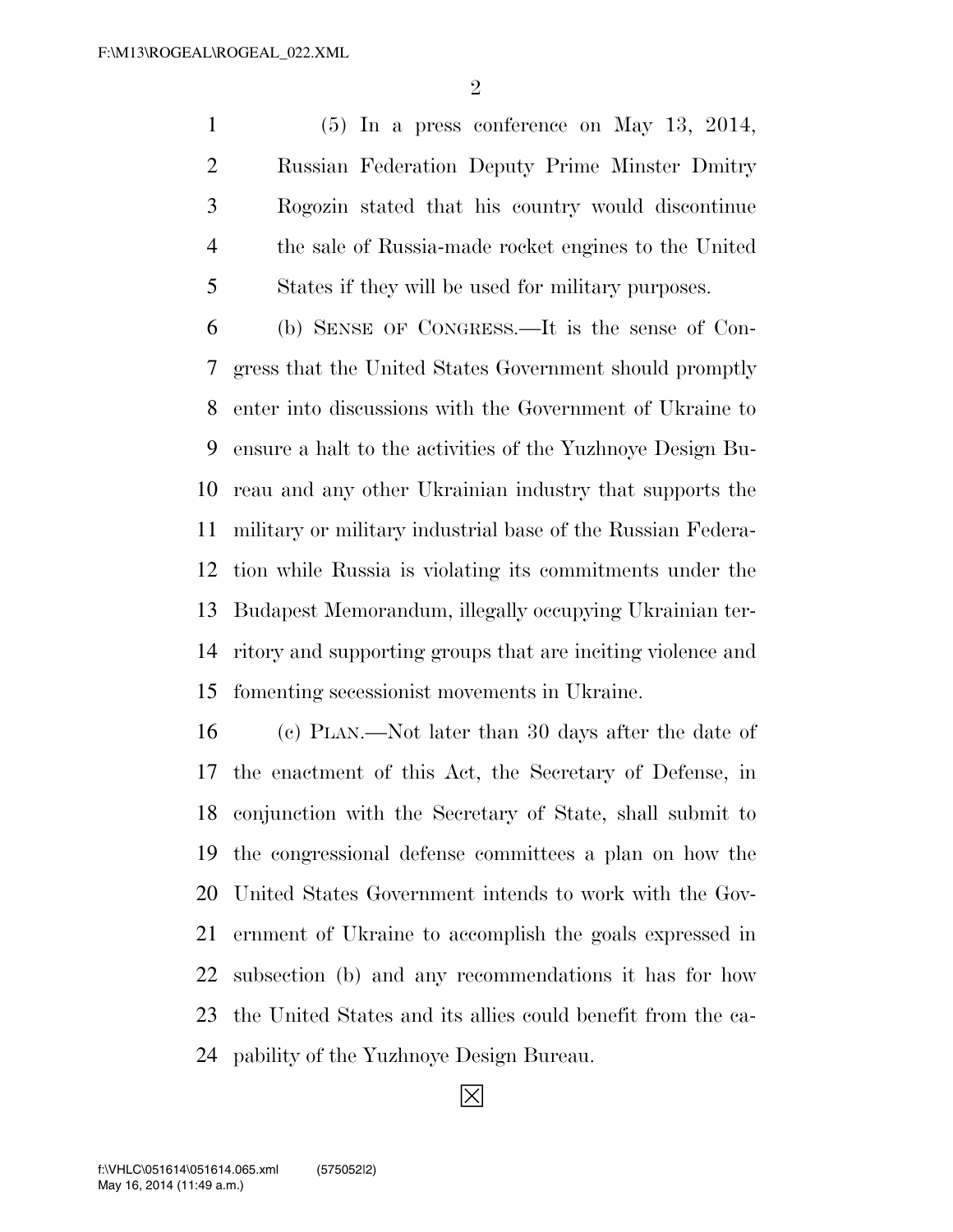(5) In a press conference on May 13, 2014, Russian Federation Deputy Prime Minster Dmitry Rogozin stated that his country would discontinue the sale of Russia-made rocket engines to the United States if they will be used for military purposes.

(b) SENSE OF CONGRESS.—It is the sense of Congress that the United States Government should promptly enter into discussions with the Government of Ukraine to ensure a halt to the activities of the Yuzhnoye Design Bureau and any other Ukrainian industry that supports the military or military industrial base of the Russian Federation while Russia is violating its commitments under the Budapest Memorandum, illegally occupying Ukrainian territory and supporting groups that are inciting violence and fomenting secessionist movements in Ukraine.

(c) PLAN.—Not later than 30 days after the date of the enactment of this Act, the Secretary of Defense, in conjunction with the Secretary of State, shall submit to the congressional defense committees a plan on how the United States Government intends to work with the Government of Ukraine to accomplish the goals expressed in subsection (b) and any recommendations it has for how the United States and its allies could benefit from the capability of the Yuzhnoye Design Bureau.